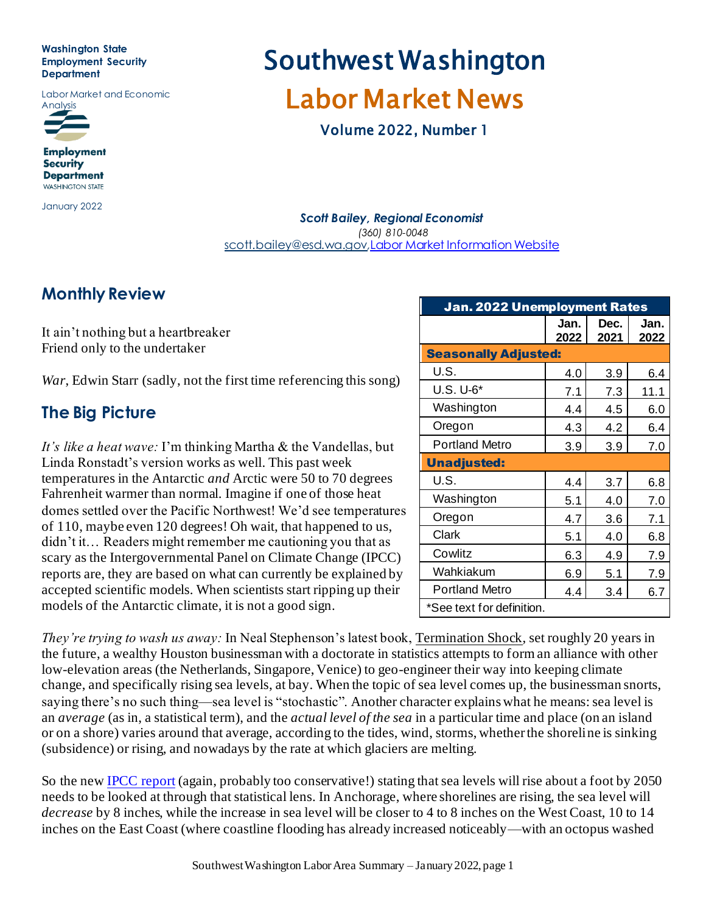Washington State Employment Security Department

Labor Market and Economic Analysis

Employment Security Department
WASHINGTON STATE

January 2022

# Southwest Washington

# Labor Market News

## Volume 2022, Number 1

***Scott Bailey, Regional Economist***
*(360) 810-0048*
scott.bailey@esd.wa.gov, Labor Market Information Website

## Monthly Review

It ain't nothing but a heartbreaker
Friend only to the undertaker

*War*, Edwin Starr (sadly, not the first time referencing this song)

| Jan. 2022 Unemployment Rates | Jan. 2022 | Dec. 2021 | Jan. 2022 |
|---|---|---|---|
| **Seasonally Adjusted:** | | | |
| U.S. | 4.0 | 3.9 | 6.4 |
| U.S. U-6* | 7.1 | 7.3 | 11.1 |
| Washington | 4.4 | 4.5 | 6.0 |
| Oregon | 4.3 | 4.2 | 6.4 |
| Portland Metro | 3.9 | 3.9 | 7.0 |
| **Unadjusted:** | | | |
| U.S. | 4.4 | 3.7 | 6.8 |
| Washington | 5.1 | 4.0 | 7.0 |
| Oregon | 4.7 | 3.6 | 7.1 |
| Clark | 5.1 | 4.0 | 6.8 |
| Cowlitz | 6.3 | 4.9 | 7.9 |
| Wahkiakum | 6.9 | 5.1 | 7.9 |
| Portland Metro | 4.4 | 3.4 | 6.7 |
| *See text for definition. | | | |

## The Big Picture

*It's like a heat wave:* I'm thinking Martha & the Vandellas, but Linda Ronstadt's version works as well. This past week temperatures in the Antarctic *and* Arctic were 50 to 70 degrees Fahrenheit warmer than normal. Imagine if one of those heat domes settled over the Pacific Northwest! We'd see temperatures of 110, maybe even 120 degrees! Oh wait, that happened to us, didn't it… Readers might remember me cautioning you that as scary as the Intergovernmental Panel on Climate Change (IPCC) reports are, they are based on what can currently be explained by accepted scientific models. When scientists start ripping up their models of the Antarctic climate, it is not a good sign.

*They're trying to wash us away:* In Neal Stephenson's latest book, Termination Shock, set roughly 20 years in the future, a wealthy Houston businessman with a doctorate in statistics attempts to form an alliance with other low-elevation areas (the Netherlands, Singapore, Venice) to geo-engineer their way into keeping climate change, and specifically rising sea levels, at bay. When the topic of sea level comes up, the businessman snorts, saying there's no such thing—sea level is "stochastic". Another character explains what he means: sea level is an *average* (as in, a statistical term), and the *actual level of the sea* in a particular time and place (on an island or on a shore) varies around that average, according to the tides, wind, storms, whether the shoreline is sinking (subsidence) or rising, and nowadays by the rate at which glaciers are melting.

So the new IPCC report (again, probably too conservative!) stating that sea levels will rise about a foot by 2050 needs to be looked at through that statistical lens. In Anchorage, where shorelines are rising, the sea level will *decrease* by 8 inches, while the increase in sea level will be closer to 4 to 8 inches on the West Coast, 10 to 14 inches on the East Coast (where coastline flooding has already increased noticeably—with an octopus washed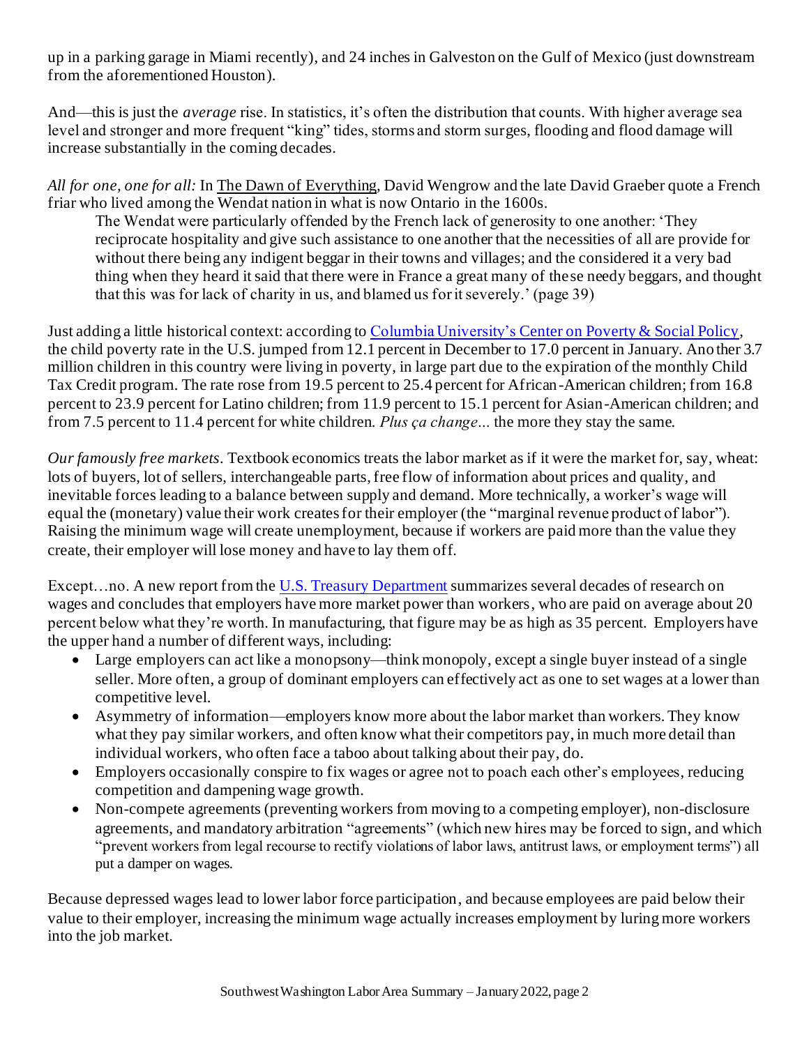up in a parking garage in Miami recently), and 24 inches in Galveston on the Gulf of Mexico (just downstream from the aforementioned Houston).

And—this is just the *average* rise. In statistics, it's often the distribution that counts. With higher average sea level and stronger and more frequent "king" tides, storms and storm surges, flooding and flood damage will increase substantially in the coming decades.

*All for one, one for all:* In The Dawn of Everything, David Wengrow and the late David Graeber quote a French friar who lived among the Wendat nation in what is now Ontario in the 1600s.

> The Wendat were particularly offended by the French lack of generosity to one another: 'They reciprocate hospitality and give such assistance to one another that the necessities of all are provide for without there being any indigent beggar in their towns and villages; and the considered it a very bad thing when they heard it said that there were in France a great many of these needy beggars, and thought that this was for lack of charity in us, and blamed us for it severely.' (page 39)

Just adding a little historical context: according to [Columbia University's Center on Poverty & Social Policy](), the child poverty rate in the U.S. jumped from 12.1 percent in December to 17.0 percent in January. Another 3.7 million children in this country were living in poverty, in large part due to the expiration of the monthly Child Tax Credit program. The rate rose from 19.5 percent to 25.4 percent for African-American children; from 16.8 percent to 23.9 percent for Latino children; from 11.9 percent to 15.1 percent for Asian-American children; and from 7.5 percent to 11.4 percent for white children. *Plus ça change...* the more they stay the same.

*Our famously free markets*. Textbook economics treats the labor market as if it were the market for, say, wheat: lots of buyers, lot of sellers, interchangeable parts, free flow of information about prices and quality, and inevitable forces leading to a balance between supply and demand. More technically, a worker's wage will equal the (monetary) value their work creates for their employer (the "marginal revenue product of labor"). Raising the minimum wage will create unemployment, because if workers are paid more than the value they create, their employer will lose money and have to lay them off.

Except…no. A new report from the [U.S. Treasury Department]() summarizes several decades of research on wages and concludes that employers have more market power than workers, who are paid on average about 20 percent below what they're worth. In manufacturing, that figure may be as high as 35 percent. Employers have the upper hand a number of different ways, including:

- Large employers can act like a monopsony—think monopoly, except a single buyer instead of a single seller. More often, a group of dominant employers can effectively act as one to set wages at a lower than competitive level.
- Asymmetry of information—employers know more about the labor market than workers. They know what they pay similar workers, and often know what their competitors pay, in much more detail than individual workers, who often face a taboo about talking about their pay, do.
- Employers occasionally conspire to fix wages or agree not to poach each other's employees, reducing competition and dampening wage growth.
- Non-compete agreements (preventing workers from moving to a competing employer), non-disclosure agreements, and mandatory arbitration "agreements" (which new hires may be forced to sign, and which "prevent workers from legal recourse to rectify violations of labor laws, antitrust laws, or employment terms") all put a damper on wages.

Because depressed wages lead to lower labor force participation, and because employees are paid below their value to their employer, increasing the minimum wage actually increases employment by luring more workers into the job market.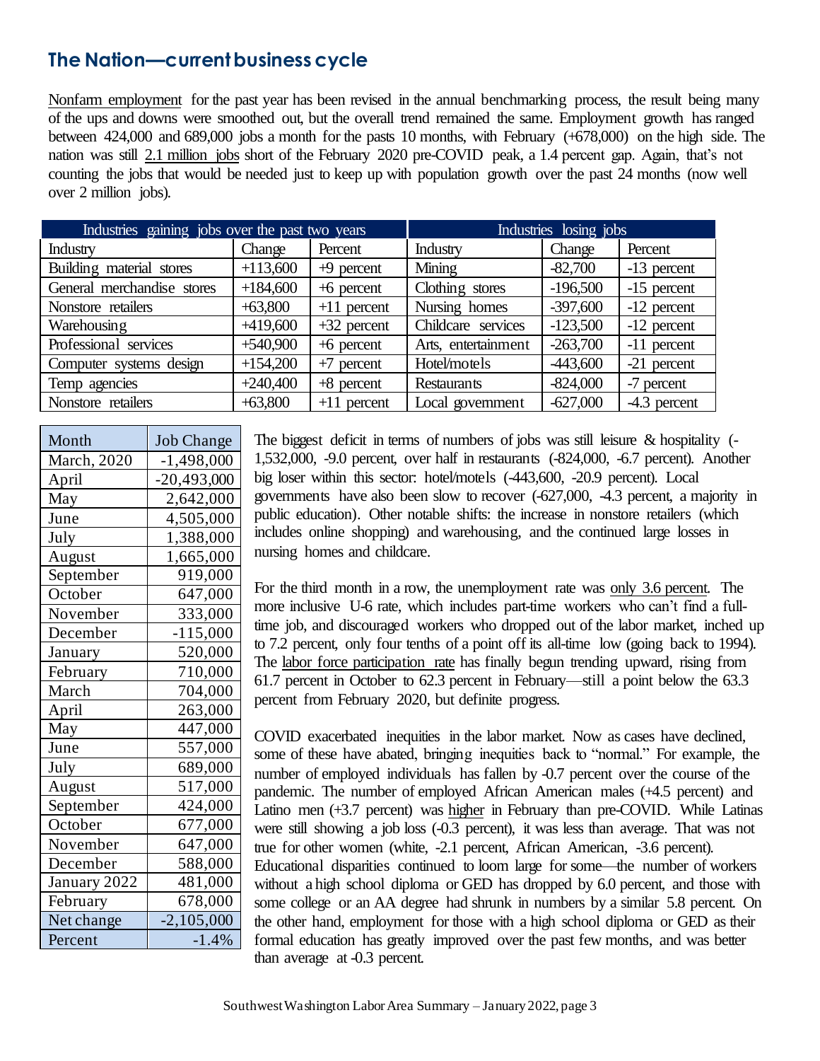## The Nation—current business cycle

Nonfarm employment for the past year has been revised in the annual benchmarking process, the result being many of the ups and downs were smoothed out, but the overall trend remained the same. Employment growth has ranged between 424,000 and 689,000 jobs a month for the pasts 10 months, with February (+678,000) on the high side. The nation was still 2.1 million jobs short of the February 2020 pre-COVID peak, a 1.4 percent gap. Again, that's not counting the jobs that would be needed just to keep up with population growth over the past 24 months (now well over 2 million jobs).

| Industries gaining jobs over the past two years | | | Industries losing jobs | | |
|---|---|---|---|---|---|
| Industry | Change | Percent | Industry | Change | Percent |
| Building material stores | +113,600 | +9 percent | Mining | -82,700 | -13 percent |
| General merchandise stores | +184,600 | +6 percent | Clothing stores | -196,500 | -15 percent |
| Nonstore retailers | +63,800 | +11 percent | Nursing homes | -397,600 | -12 percent |
| Warehousing | +419,600 | +32 percent | Childcare services | -123,500 | -12 percent |
| Professional services | +540,900 | +6 percent | Arts, entertainment | -263,700 | -11 percent |
| Computer systems design | +154,200 | +7 percent | Hotel/motels | -443,600 | -21 percent |
| Temp agencies | +240,400 | +8 percent | Restaurants | -824,000 | -7 percent |
| Nonstore retailers | +63,800 | +11 percent | Local government | -627,000 | -4.3 percent |

| Month | Job Change |
|---|---|
| March, 2020 | -1,498,000 |
| April | -20,493,000 |
| May | 2,642,000 |
| June | 4,505,000 |
| July | 1,388,000 |
| August | 1,665,000 |
| September | 919,000 |
| October | 647,000 |
| November | 333,000 |
| December | -115,000 |
| January | 520,000 |
| February | 710,000 |
| March | 704,000 |
| April | 263,000 |
| May | 447,000 |
| June | 557,000 |
| July | 689,000 |
| August | 517,000 |
| September | 424,000 |
| October | 677,000 |
| November | 647,000 |
| December | 588,000 |
| January 2022 | 481,000 |
| February | 678,000 |
| Net change | -2,105,000 |
| Percent | -1.4% |

The biggest deficit in terms of numbers of jobs was still leisure & hospitality (-1,532,000, -9.0 percent, over half in restaurants (-824,000, -6.7 percent). Another big loser within this sector: hotel/motels (-443,600, -20.9 percent). Local governments have also been slow to recover (-627,000, -4.3 percent, a majority in public education). Other notable shifts: the increase in nonstore retailers (which includes online shopping) and warehousing, and the continued large losses in nursing homes and childcare.

For the third month in a row, the unemployment rate was only 3.6 percent. The more inclusive U-6 rate, which includes part-time workers who can't find a full-time job, and discouraged workers who dropped out of the labor market, inched up to 7.2 percent, only four tenths of a point off its all-time low (going back to 1994). The labor force participation rate has finally begun trending upward, rising from 61.7 percent in October to 62.3 percent in February—still a point below the 63.3 percent from February 2020, but definite progress.

COVID exacerbated inequities in the labor market. Now as cases have declined, some of these have abated, bringing inequities back to "normal." For example, the number of employed individuals has fallen by -0.7 percent over the course of the pandemic. The number of employed African American males (+4.5 percent) and Latino men (+3.7 percent) was higher in February than pre-COVID. While Latinas were still showing a job loss (-0.3 percent), it was less than average. That was not true for other women (white, -2.1 percent, African American, -3.6 percent). Educational disparities continued to loom large for some—the number of workers without a high school diploma or GED has dropped by 6.0 percent, and those with some college or an AA degree had shrunk in numbers by a similar 5.8 percent. On the other hand, employment for those with a high school diploma or GED as their formal education has greatly improved over the past few months, and was better than average at -0.3 percent.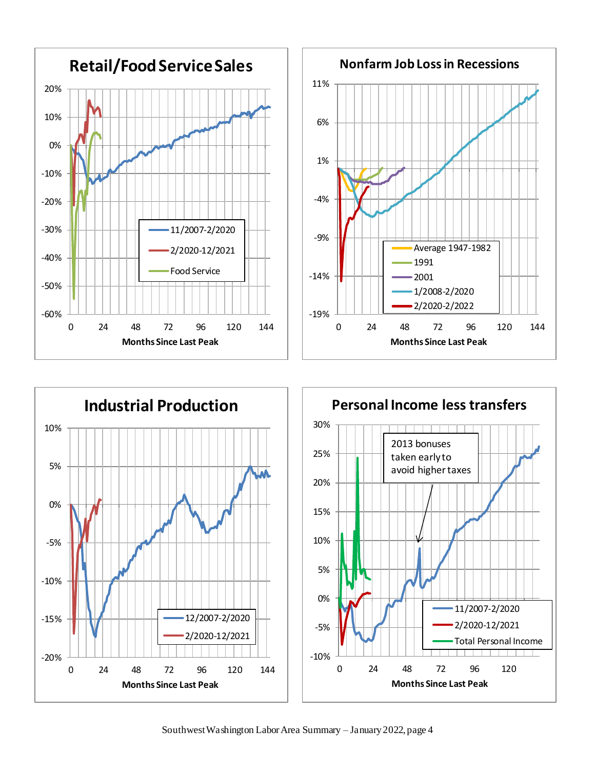## Retail/Food Service Sales

20%
10%
0%
-10%
-20%
-30%
-40%
-50%
-60%

0 24 48 72 96 120 144

Months Since Last Peak

- 11/2007-2/2020
- 2/2020-12/2021
- Food Service

## Nonfarm Job Loss in Recessions

11%
6%
1%
-4%
-9%
-14%
-19%

0 24 48 72 96 120 144

Months Since Last Peak

- Average 1947-1982
- 1991
- 2001
- 1/2008-2/2020
- 2/2020-2/2022

## Industrial Production

10%
5%
0%
-5%
-10%
-15%
-20%

0 24 48 72 96 120 144

Months Since Last Peak

- 12/2007-2/2020
- 2/2020-12/2021

## Personal Income less transfers

30%
25%
20%
15%
10%
5%
0%
-5%
-10%

0 24 48 72 96 120

Months Since Last Peak

2013 bonuses taken early to avoid higher taxes

- 11/2007-2/2020
- 2/2020-12/2021
- Total Personal Income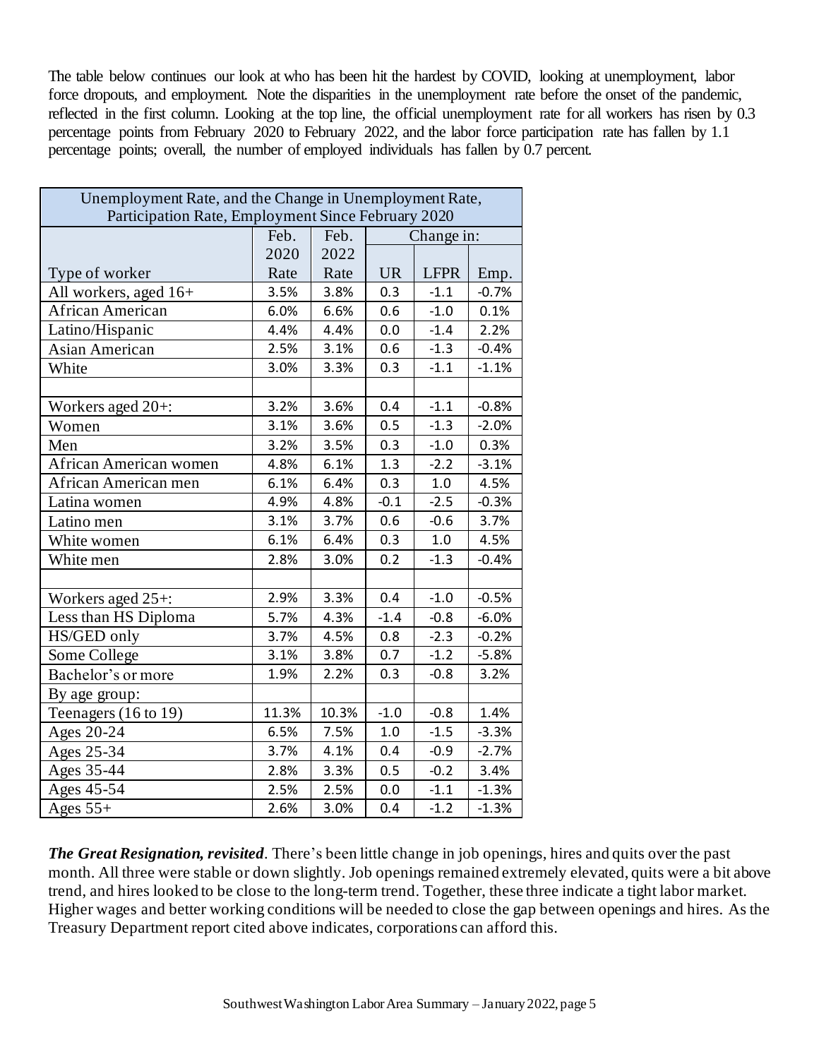The table below continues our look at who has been hit the hardest by COVID, looking at unemployment, labor force dropouts, and employment. Note the disparities in the unemployment rate before the onset of the pandemic, reflected in the first column. Looking at the top line, the official unemployment rate for all workers has risen by 0.3 percentage points from February 2020 to February 2022, and the labor force participation rate has fallen by 1.1 percentage points; overall, the number of employed individuals has fallen by 0.7 percent.

| Unemployment Rate, and the Change in Unemployment Rate, Participation Rate, Employment Since February 2020 | | | | | |
|---|---|---|---|---|---|
| | Feb. 2020 | Feb. 2022 | Change in: | | |
| Type of worker | Rate | Rate | UR | LFPR | Emp. |
| All workers, aged 16+ | 3.5% | 3.8% | 0.3 | -1.1 | -0.7% |
| African American | 6.0% | 6.6% | 0.6 | -1.0 | 0.1% |
| Latino/Hispanic | 4.4% | 4.4% | 0.0 | -1.4 | 2.2% |
| Asian American | 2.5% | 3.1% | 0.6 | -1.3 | -0.4% |
| White | 3.0% | 3.3% | 0.3 | -1.1 | -1.1% |
| | | | | | |
| Workers aged 20+: | 3.2% | 3.6% | 0.4 | -1.1 | -0.8% |
| Women | 3.1% | 3.6% | 0.5 | -1.3 | -2.0% |
| Men | 3.2% | 3.5% | 0.3 | -1.0 | 0.3% |
| African American women | 4.8% | 6.1% | 1.3 | -2.2 | -3.1% |
| African American men | 6.1% | 6.4% | 0.3 | 1.0 | 4.5% |
| Latina women | 4.9% | 4.8% | -0.1 | -2.5 | -0.3% |
| Latino men | 3.1% | 3.7% | 0.6 | -0.6 | 3.7% |
| White women | 6.1% | 6.4% | 0.3 | 1.0 | 4.5% |
| White men | 2.8% | 3.0% | 0.2 | -1.3 | -0.4% |
| | | | | | |
| Workers aged 25+: | 2.9% | 3.3% | 0.4 | -1.0 | -0.5% |
| Less than HS Diploma | 5.7% | 4.3% | -1.4 | -0.8 | -6.0% |
| HS/GED only | 3.7% | 4.5% | 0.8 | -2.3 | -0.2% |
| Some College | 3.1% | 3.8% | 0.7 | -1.2 | -5.8% |
| Bachelor's or more | 1.9% | 2.2% | 0.3 | -0.8 | 3.2% |
| By age group: | | | | | |
| Teenagers (16 to 19) | 11.3% | 10.3% | -1.0 | -0.8 | 1.4% |
| Ages 20-24 | 6.5% | 7.5% | 1.0 | -1.5 | -3.3% |
| Ages 25-34 | 3.7% | 4.1% | 0.4 | -0.9 | -2.7% |
| Ages 35-44 | 2.8% | 3.3% | 0.5 | -0.2 | 3.4% |
| Ages 45-54 | 2.5% | 2.5% | 0.0 | -1.1 | -1.3% |
| Ages 55+ | 2.6% | 3.0% | 0.4 | -1.2 | -1.3% |

***The Great Resignation, revisited***. There's been little change in job openings, hires and quits over the past month. All three were stable or down slightly. Job openings remained extremely elevated, quits were a bit above trend, and hires looked to be close to the long-term trend. Together, these three indicate a tight labor market. Higher wages and better working conditions will be needed to close the gap between openings and hires. As the Treasury Department report cited above indicates, corporations can afford this.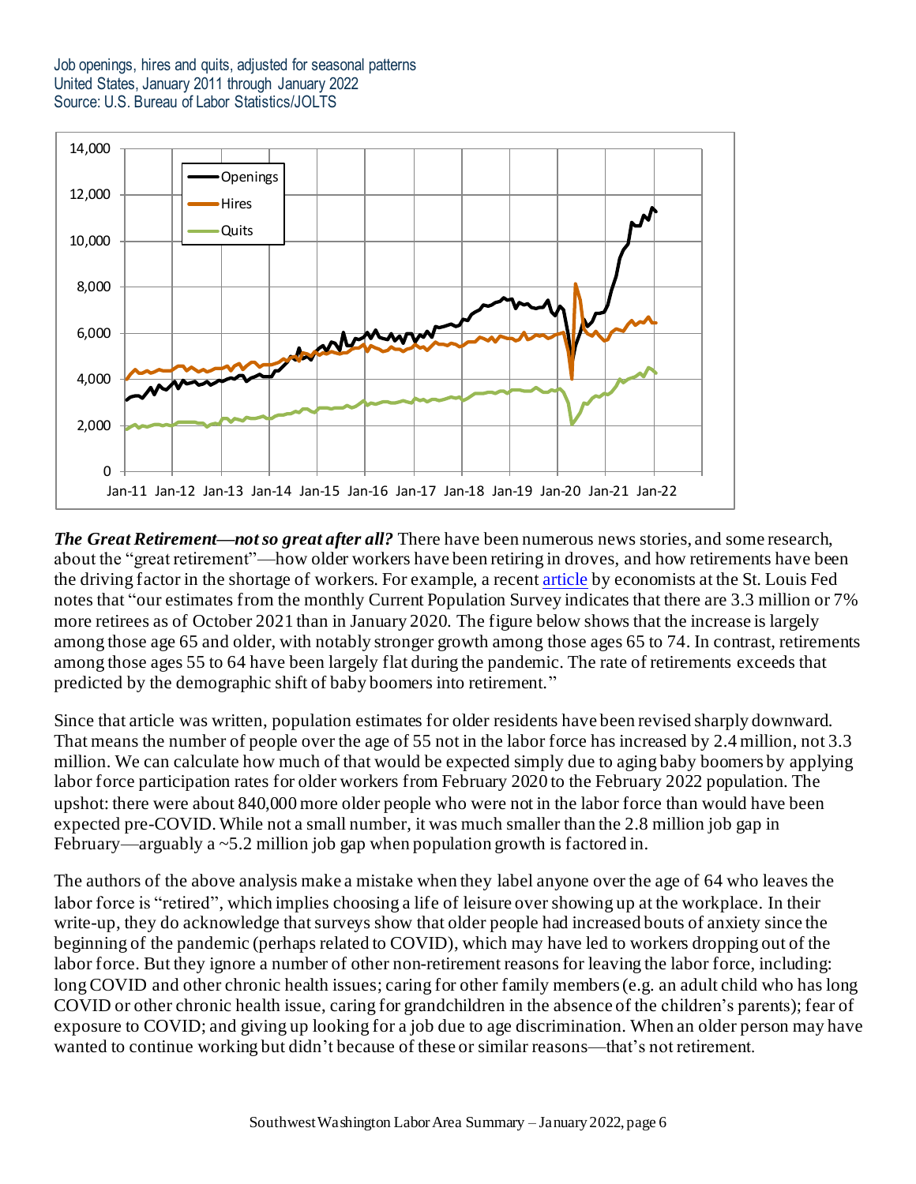Job openings, hires and quits, adjusted for seasonal patterns
United States, January 2011 through January 2022
Source: U.S. Bureau of Labor Statistics/JOLTS

***The Great Retirement—not so great after all?*** There have been numerous news stories, and some research, about the "great retirement"—how older workers have been retiring in droves, and how retirements have been the driving factor in the shortage of workers. For example, a recent article by economists at the St. Louis Fed notes that "our estimates from the monthly Current Population Survey indicates that there are 3.3 million or 7% more retirees as of October 2021 than in January 2020. The figure below shows that the increase is largely among those age 65 and older, with notably stronger growth among those ages 65 to 74. In contrast, retirements among those ages 55 to 64 have been largely flat during the pandemic. The rate of retirements exceeds that predicted by the demographic shift of baby boomers into retirement."

Since that article was written, population estimates for older residents have been revised sharply downward. That means the number of people over the age of 55 not in the labor force has increased by 2.4 million, not 3.3 million. We can calculate how much of that would be expected simply due to aging baby boomers by applying labor force participation rates for older workers from February 2020 to the February 2022 population. The upshot: there were about 840,000 more older people who were not in the labor force than would have been expected pre-COVID. While not a small number, it was much smaller than the 2.8 million job gap in February—arguably a ~5.2 million job gap when population growth is factored in.

The authors of the above analysis make a mistake when they label anyone over the age of 64 who leaves the labor force is "retired", which implies choosing a life of leisure over showing up at the workplace. In their write-up, they do acknowledge that surveys show that older people had increased bouts of anxiety since the beginning of the pandemic (perhaps related to COVID), which may have led to workers dropping out of the labor force. But they ignore a number of other non-retirement reasons for leaving the labor force, including: long COVID and other chronic health issues; caring for other family members (e.g. an adult child who has long COVID or other chronic health issue, caring for grandchildren in the absence of the children's parents); fear of exposure to COVID; and giving up looking for a job due to age discrimination. When an older person may have wanted to continue working but didn't because of these or similar reasons—that's not retirement.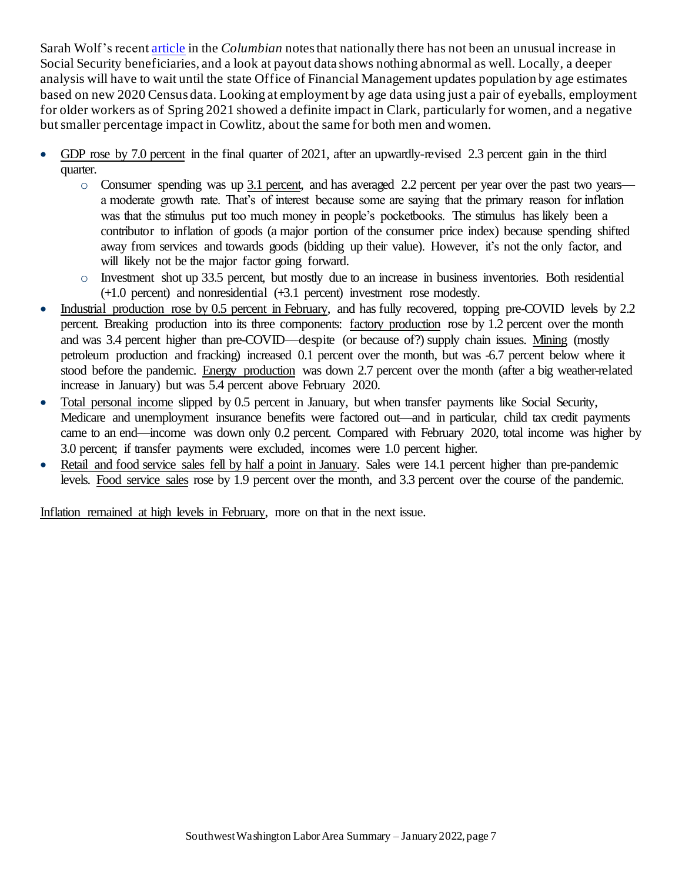Sarah Wolf's recent article in the *Columbian* notes that nationally there has not been an unusual increase in Social Security beneficiaries, and a look at payout data shows nothing abnormal as well. Locally, a deeper analysis will have to wait until the state Office of Financial Management updates population by age estimates based on new 2020 Census data. Looking at employment by age data using just a pair of eyeballs, employment for older workers as of Spring 2021 showed a definite impact in Clark, particularly for women, and a negative but smaller percentage impact in Cowlitz, about the same for both men and women.

- GDP rose by 7.0 percent in the final quarter of 2021, after an upwardly-revised 2.3 percent gain in the third quarter.
  - Consumer spending was up 3.1 percent, and has averaged 2.2 percent per year over the past two years—a moderate growth rate. That's of interest because some are saying that the primary reason for inflation was that the stimulus put too much money in people's pocketbooks. The stimulus has likely been a contributor to inflation of goods (a major portion of the consumer price index) because spending shifted away from services and towards goods (bidding up their value). However, it's not the only factor, and will likely not be the major factor going forward.
  - Investment shot up 33.5 percent, but mostly due to an increase in business inventories. Both residential (+1.0 percent) and nonresidential (+3.1 percent) investment rose modestly.
- Industrial production rose by 0.5 percent in February, and has fully recovered, topping pre-COVID levels by 2.2 percent. Breaking production into its three components: factory production rose by 1.2 percent over the month and was 3.4 percent higher than pre-COVID—despite (or because of?) supply chain issues. Mining (mostly petroleum production and fracking) increased 0.1 percent over the month, but was -6.7 percent below where it stood before the pandemic. Energy production was down 2.7 percent over the month (after a big weather-related increase in January) but was 5.4 percent above February 2020.
- Total personal income slipped by 0.5 percent in January, but when transfer payments like Social Security, Medicare and unemployment insurance benefits were factored out—and in particular, child tax credit payments came to an end—income was down only 0.2 percent. Compared with February 2020, total income was higher by 3.0 percent; if transfer payments were excluded, incomes were 1.0 percent higher.
- Retail and food service sales fell by half a point in January. Sales were 14.1 percent higher than pre-pandemic levels. Food service sales rose by 1.9 percent over the month, and 3.3 percent over the course of the pandemic.

Inflation remained at high levels in February, more on that in the next issue.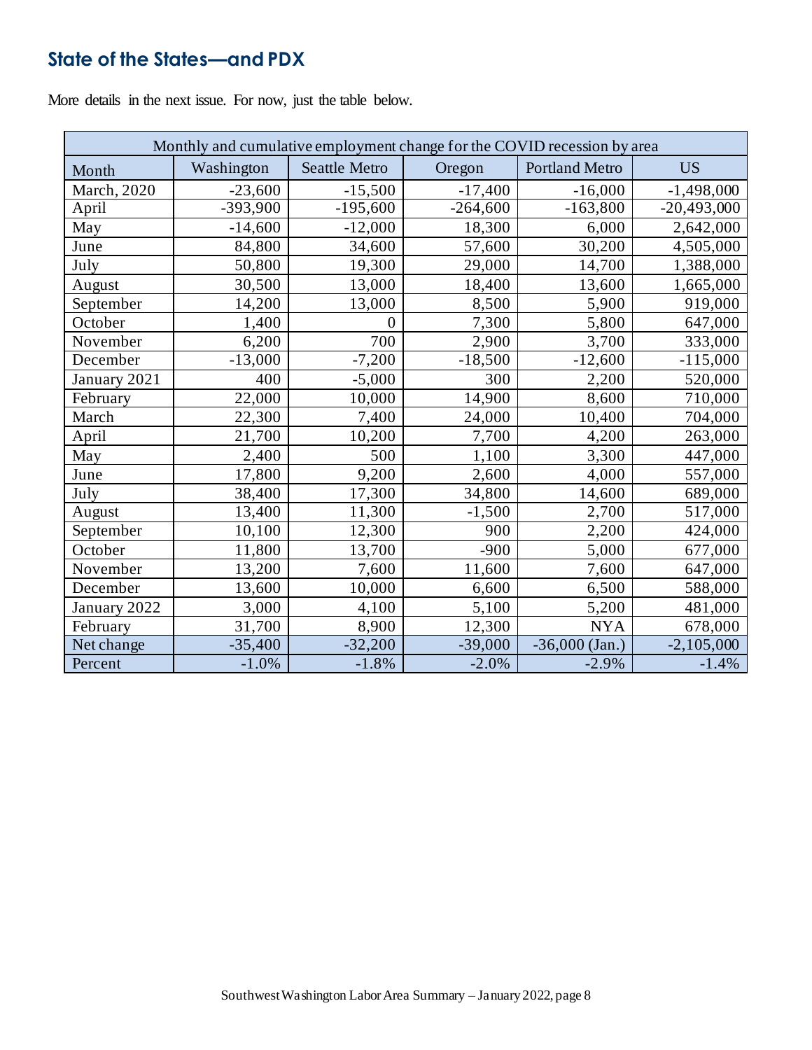## State of the States—and PDX

More details in the next issue. For now, just the table below.

| Monthly and cumulative employment change for the COVID recession by area | | | | | |
|---|---|---|---|---|---|
| Month | Washington | Seattle Metro | Oregon | Portland Metro | US |
| March, 2020 | -23,600 | -15,500 | -17,400 | -16,000 | -1,498,000 |
| April | -393,900 | -195,600 | -264,600 | -163,800 | -20,493,000 |
| May | -14,600 | -12,000 | 18,300 | 6,000 | 2,642,000 |
| June | 84,800 | 34,600 | 57,600 | 30,200 | 4,505,000 |
| July | 50,800 | 19,300 | 29,000 | 14,700 | 1,388,000 |
| August | 30,500 | 13,000 | 18,400 | 13,600 | 1,665,000 |
| September | 14,200 | 13,000 | 8,500 | 5,900 | 919,000 |
| October | 1,400 | 0 | 7,300 | 5,800 | 647,000 |
| November | 6,200 | 700 | 2,900 | 3,700 | 333,000 |
| December | -13,000 | -7,200 | -18,500 | -12,600 | -115,000 |
| January 2021 | 400 | -5,000 | 300 | 2,200 | 520,000 |
| February | 22,000 | 10,000 | 14,900 | 8,600 | 710,000 |
| March | 22,300 | 7,400 | 24,000 | 10,400 | 704,000 |
| April | 21,700 | 10,200 | 7,700 | 4,200 | 263,000 |
| May | 2,400 | 500 | 1,100 | 3,300 | 447,000 |
| June | 17,800 | 9,200 | 2,600 | 4,000 | 557,000 |
| July | 38,400 | 17,300 | 34,800 | 14,600 | 689,000 |
| August | 13,400 | 11,300 | -1,500 | 2,700 | 517,000 |
| September | 10,100 | 12,300 | 900 | 2,200 | 424,000 |
| October | 11,800 | 13,700 | -900 | 5,000 | 677,000 |
| November | 13,200 | 7,600 | 11,600 | 7,600 | 647,000 |
| December | 13,600 | 10,000 | 6,600 | 6,500 | 588,000 |
| January 2022 | 3,000 | 4,100 | 5,100 | 5,200 | 481,000 |
| February | 31,700 | 8,900 | 12,300 | NYA | 678,000 |
| Net change | -35,400 | -32,200 | -39,000 | -36,000 (Jan.) | -2,105,000 |
| Percent | -1.0% | -1.8% | -2.0% | -2.9% | -1.4% |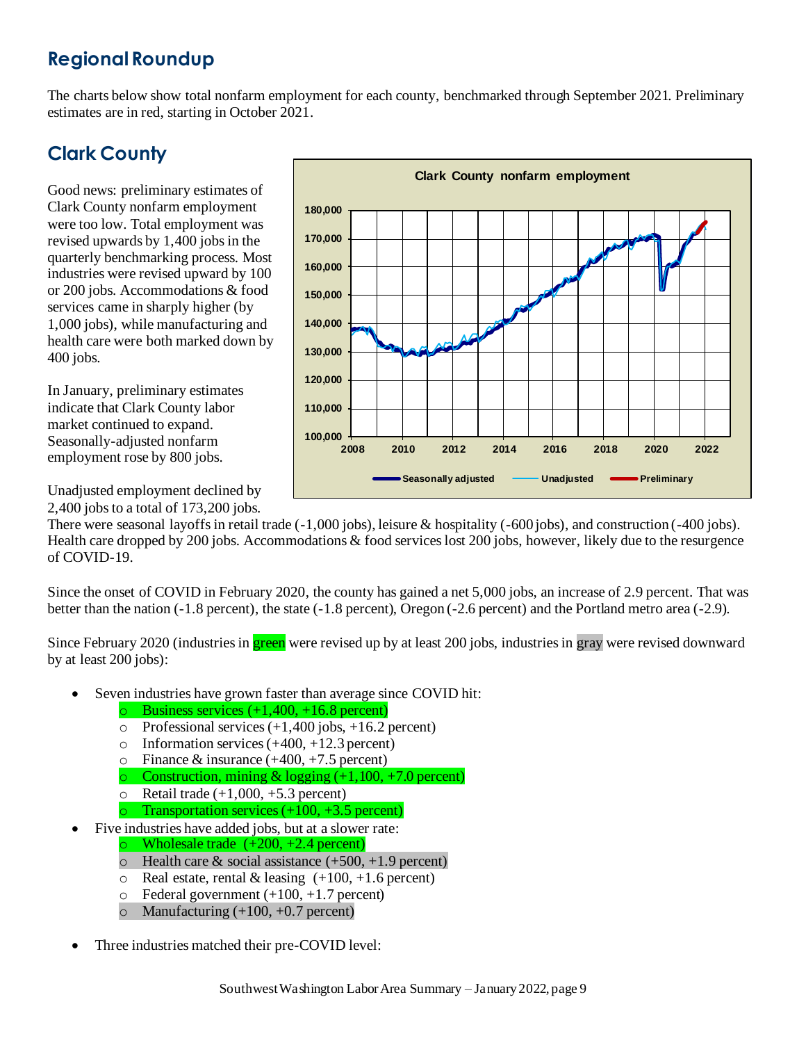## Regional Roundup

The charts below show total nonfarm employment for each county, benchmarked through September 2021. Preliminary estimates are in red, starting in October 2021.

## Clark County

Good news: preliminary estimates of Clark County nonfarm employment were too low. Total employment was revised upwards by 1,400 jobs in the quarterly benchmarking process. Most industries were revised upward by 100 or 200 jobs. Accommodations & food services came in sharply higher (by 1,000 jobs), while manufacturing and health care were both marked down by 400 jobs.

In January, preliminary estimates indicate that Clark County labor market continued to expand. Seasonally-adjusted nonfarm employment rose by 800 jobs.

Unadjusted employment declined by 2,400 jobs to a total of 173,200 jobs. There were seasonal layoffs in retail trade (-1,000 jobs), leisure & hospitality (-600 jobs), and construction (-400 jobs). Health care dropped by 200 jobs. Accommodations & food services lost 200 jobs, however, likely due to the resurgence of COVID-19.

Since the onset of COVID in February 2020, the county has gained a net 5,000 jobs, an increase of 2.9 percent. That was better than the nation (-1.8 percent), the state (-1.8 percent), Oregon (-2.6 percent) and the Portland metro area (-2.9).

Since February 2020 (industries in green were revised up by at least 200 jobs, industries in gray were revised downward by at least 200 jobs):

- Seven industries have grown faster than average since COVID hit:
  - Business services (+1,400, +16.8 percent)
  - Professional services (+1,400 jobs, +16.2 percent)
  - Information services (+400, +12.3 percent)
  - Finance & insurance (+400, +7.5 percent)
  - Construction, mining & logging (+1,100, +7.0 percent)
  - Retail trade (+1,000, +5.3 percent)
  - Transportation services (+100, +3.5 percent)
- Five industries have added jobs, but at a slower rate:
  - Wholesale trade (+200, +2.4 percent)
  - Health care & social assistance (+500, +1.9 percent)
  - Real estate, rental & leasing (+100, +1.6 percent)
  - Federal government (+100, +1.7 percent)
  - Manufacturing (+100, +0.7 percent)
- Three industries matched their pre-COVID level: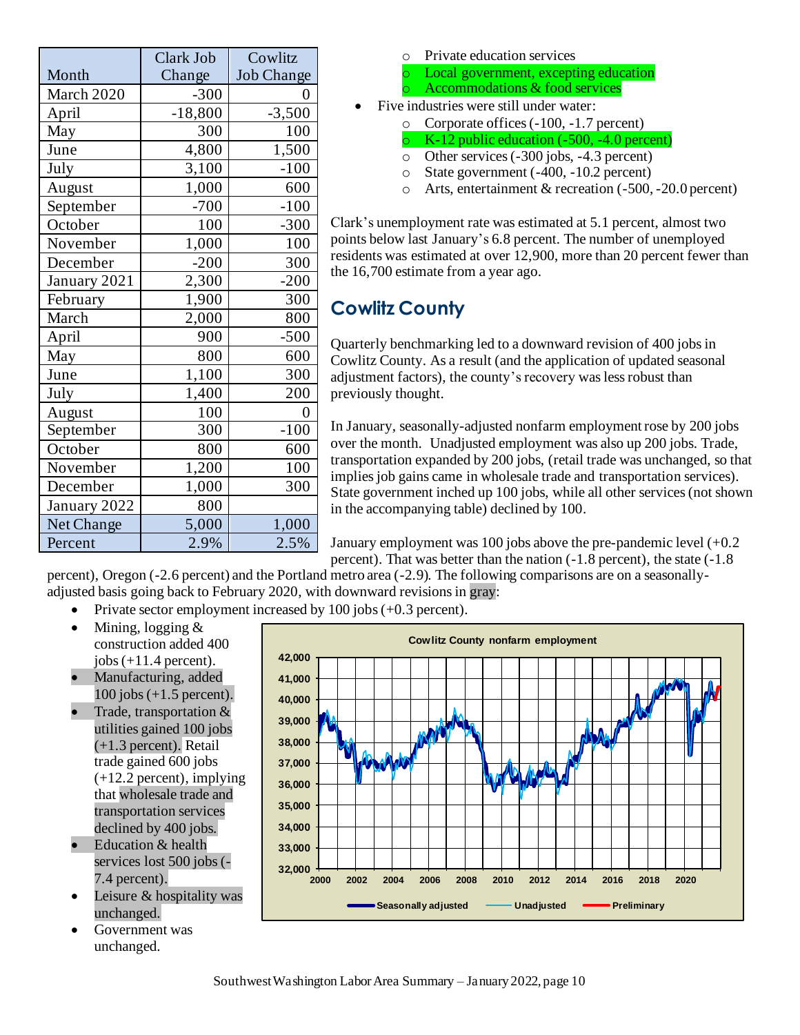| Month | Clark Job Change | Cowlitz Job Change |
|---|---|---|
| March 2020 | -300 | 0 |
| April | -18,800 | -3,500 |
| May | 300 | 100 |
| June | 4,800 | 1,500 |
| July | 3,100 | -100 |
| August | 1,000 | 600 |
| September | -700 | -100 |
| October | 100 | -300 |
| November | 1,000 | 100 |
| December | -200 | 300 |
| January 2021 | 2,300 | -200 |
| February | 1,900 | 300 |
| March | 2,000 | 800 |
| April | 900 | -500 |
| May | 800 | 600 |
| June | 1,100 | 300 |
| July | 1,400 | 200 |
| August | 100 | 0 |
| September | 300 | -100 |
| October | 800 | 600 |
| November | 1,200 | 100 |
| December | 1,000 | 300 |
| January 2022 | 800 | |
| Net Change | 5,000 | 1,000 |
| Percent | 2.9% | 2.5% |

- Private education services
- Local government, excepting education
- Accommodations & food services

- Five industries were still under water:
  - Corporate offices (-100, -1.7 percent)
  - K-12 public education (-500, -4.0 percent)
  - Other services (-300 jobs, -4.3 percent)
  - State government (-400, -10.2 percent)
  - Arts, entertainment & recreation (-500, -20.0 percent)

Clark's unemployment rate was estimated at 5.1 percent, almost two points below last January's 6.8 percent. The number of unemployed residents was estimated at over 12,900, more than 20 percent fewer than the 16,700 estimate from a year ago.

## Cowlitz County

Quarterly benchmarking led to a downward revision of 400 jobs in Cowlitz County. As a result (and the application of updated seasonal adjustment factors), the county's recovery was less robust than previously thought.

In January, seasonally-adjusted nonfarm employment rose by 200 jobs over the month. Unadjusted employment was also up 200 jobs. Trade, transportation expanded by 200 jobs, (retail trade was unchanged, so that implies job gains came in wholesale trade and transportation services). State government inched up 100 jobs, while all other services (not shown in the accompanying table) declined by 100.

January employment was 100 jobs above the pre-pandemic level (+0.2 percent). That was better than the nation (-1.8 percent), the state (-1.8 percent), Oregon (-2.6 percent) and the Portland metro area (-2.9). The following comparisons are on a seasonally-adjusted basis going back to February 2020, with downward revisions in gray:

- Private sector employment increased by 100 jobs (+0.3 percent).
- Mining, logging & construction added 400 jobs (+11.4 percent).
- Manufacturing, added 100 jobs (+1.5 percent).
- Trade, transportation & utilities gained 100 jobs (+1.3 percent). Retail trade gained 600 jobs (+12.2 percent), implying that wholesale trade and transportation services declined by 400 jobs.
- Education & health services lost 500 jobs (-7.4 percent).
- Leisure & hospitality was unchanged.
- Government was unchanged.

**Cowlitz County nonfarm employment**

Seasonally adjusted | Unadjusted | Preliminary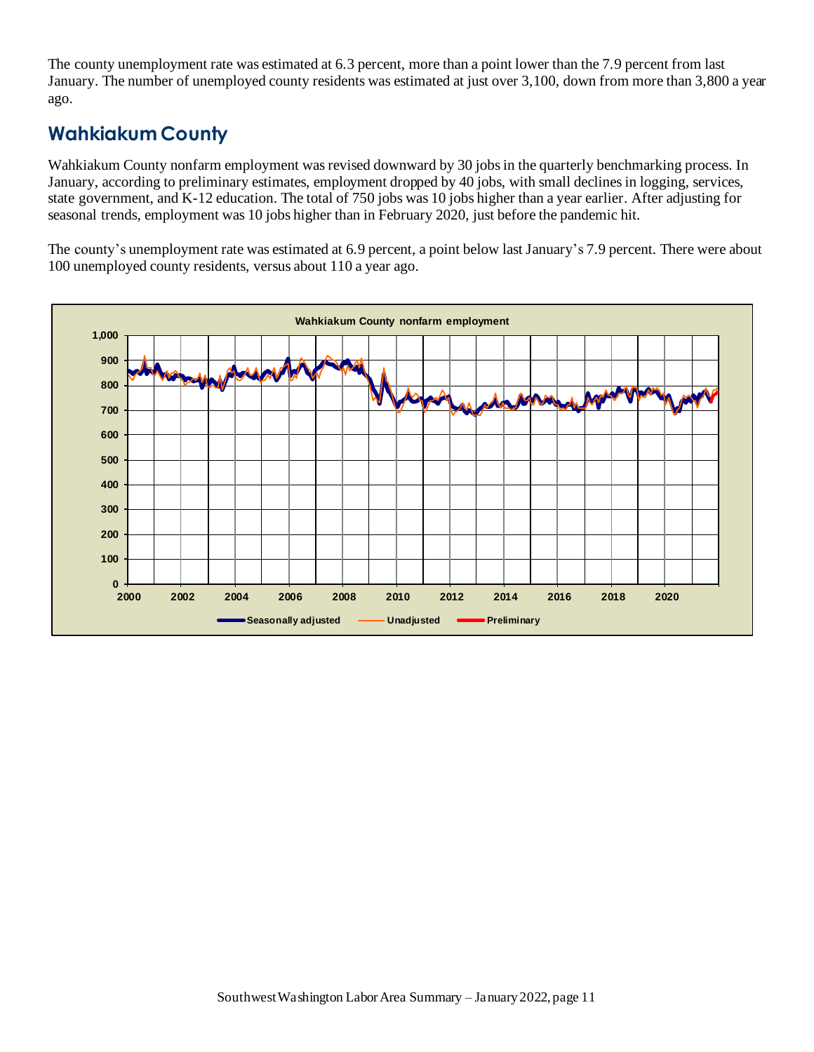The county unemployment rate was estimated at 6.3 percent, more than a point lower than the 7.9 percent from last January. The number of unemployed county residents was estimated at just over 3,100, down from more than 3,800 a year ago.

## Wahkiakum County

Wahkiakum County nonfarm employment was revised downward by 30 jobs in the quarterly benchmarking process. In January, according to preliminary estimates, employment dropped by 40 jobs, with small declines in logging, services, state government, and K-12 education. The total of 750 jobs was 10 jobs higher than a year earlier. After adjusting for seasonal trends, employment was 10 jobs higher than in February 2020, just before the pandemic hit.

The county's unemployment rate was estimated at 6.9 percent, a point below last January's 7.9 percent. There were about 100 unemployed county residents, versus about 110 a year ago.

Wahkiakum County nonfarm employment

1,000
900
800
700
600
500
400
300
200
100
0

2000 2002 2004 2006 2008 2010 2012 2014 2016 2018 2020

Seasonally adjusted
Unadjusted
Preliminary